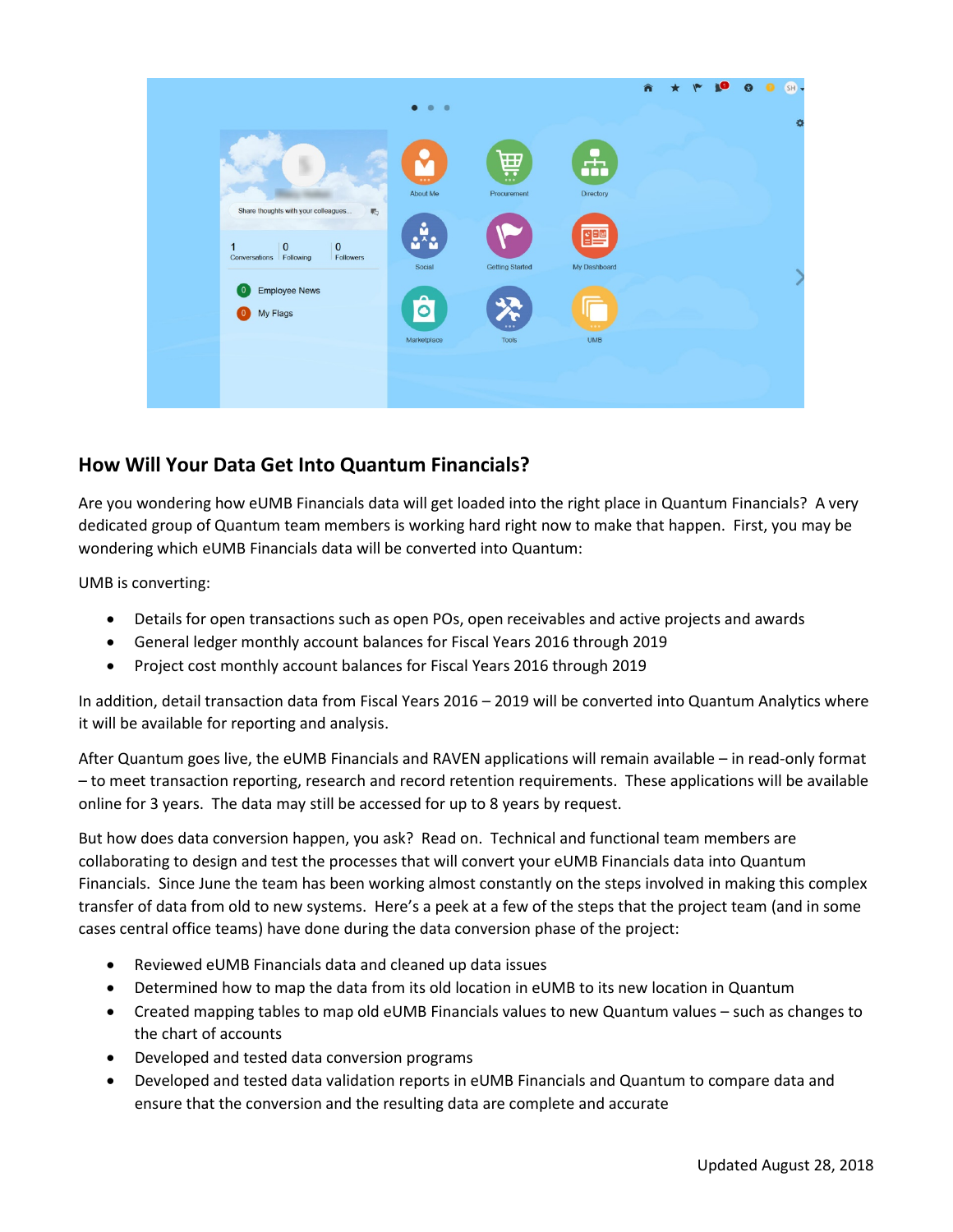## How Will Your Data Get Into Quantum Financials?

Are you wondering how eUMB Financials data will get loaded into the right place in Quantum Financials? A very dedicated group of Quantum team members is working hard right now to make that happen. First, you may be wondering which eUMB Financials data will be converted into Quantum:

UMB is converting:

- Details for open transactions such as open POs, open receivables and active projects and awards
- General ledger monthly account balances for Fiscal Years 2016 through 2019
- Project cost monthly account balances for Fiscal Years 2016 through 2019

In addition, detail transaction data from Fiscal Years 2016 – 2019 will be converted into Quantum Analytics where it will be available for reporting and analysis.

After Quantum goes live, the eUMB Financials and RAVEN applications will remain available – in read-only format – to meet transaction reporting, research and record retention requirements. These applications will be available online for 3 years. The data may still be accessed for up to 8 years by request.

But how does data conversion happen, you ask? Read on. Technical and functional team members are collaborating to design and test the processes that will convert your eUMB Financials data into Quantum Financials. Since June the team has been working almost constantly on the steps involved in making this complex transfer of data from old to new systems. Here's a peek at a few of the steps that the project team (and in some cases central office teams) have done during the data conversion phase of the project:

- Reviewed eUMB Financials data and cleaned up data issues
- Determined how to map the data from its old location in eUMB to its new location in Quantum
- Created mapping tables to map old eUMB Financials values to new Quantum values – such as changes to the chart of accounts
- Developed and tested data conversion programs
- Developed and tested data validation reports in eUMB Financials and Quantum to compare data and ensure that the conversion and the resulting data are complete and accurate

Updated August 28, 2018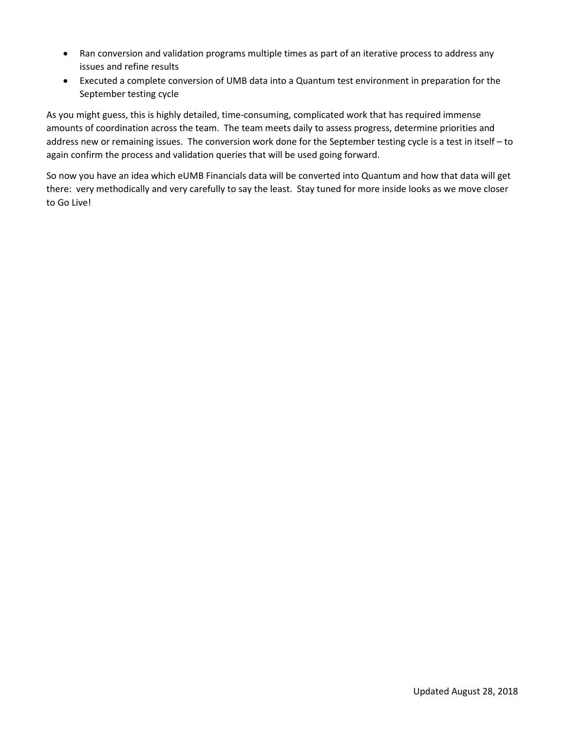- Ran conversion and validation programs multiple times as part of an iterative process to address any issues and refine results
- Executed a complete conversion of UMB data into a Quantum test environment in preparation for the September testing cycle

As you might guess, this is highly detailed, time-consuming, complicated work that has required immense amounts of coordination across the team. The team meets daily to assess progress, determine priorities and address new or remaining issues. The conversion work done for the September testing cycle is a test in itself – to again confirm the process and validation queries that will be used going forward.

So now you have an idea which eUMB Financials data will be converted into Quantum and how that data will get there: very methodically and very carefully to say the least. Stay tuned for more inside looks as we move closer to Go Live!

Updated August 28, 2018